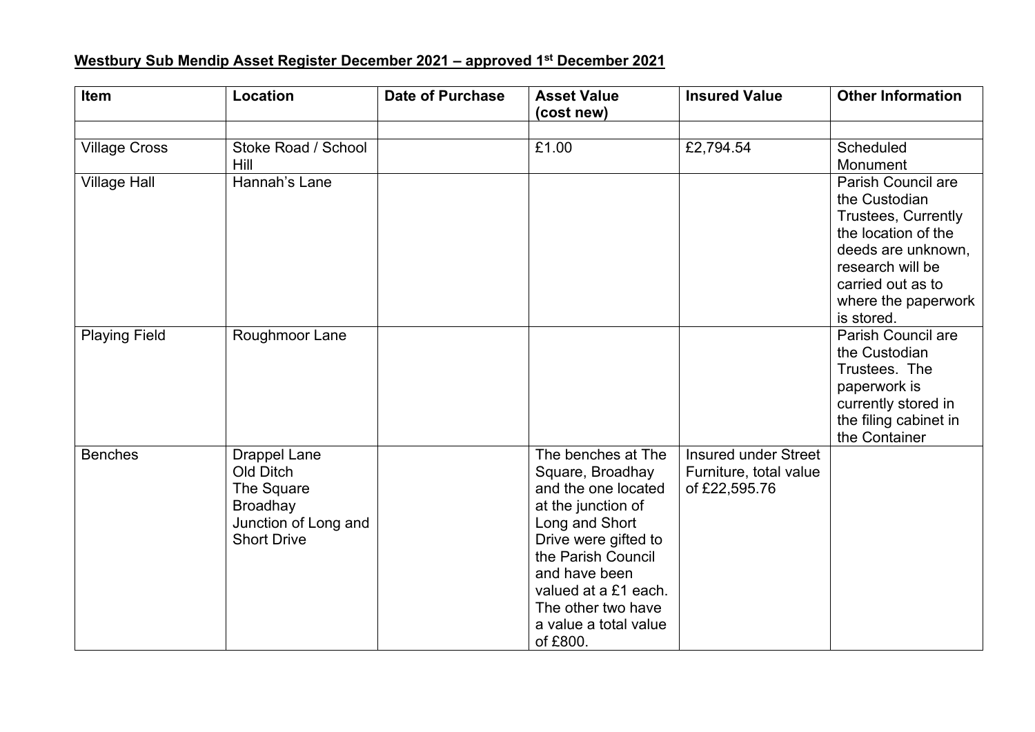**Westbury Sub Mendip Asset Register December 2021 – approved 1st December 2021**

| Item | Location | Date of Purchase | Asset Value (cost new) | Insured Value | Other Information |
|---|---|---|---|---|---|
| | | | | | |
| Village Cross | Stoke Road / School Hill | | £1.00 | £2,794.54 | Scheduled Monument |
| Village Hall | Hannah's Lane | | | | Parish Council are the Custodian Trustees, Currently the location of the deeds are unknown, research will be carried out as to where the paperwork is stored. |
| Playing Field | Roughmoor Lane | | | | Parish Council are the Custodian Trustees. The paperwork is currently stored in the filing cabinet in the Container |
| Benches | Drappel Lane<br>Old Ditch<br>The Square<br>Broadhay<br>Junction of Long and Short Drive | | The benches at The Square, Broadhay and the one located at the junction of Long and Short Drive were gifted to the Parish Council and have been valued at a £1 each. The other two have a value a total value of £800. | Insured under Street Furniture, total value of £22,595.76 | |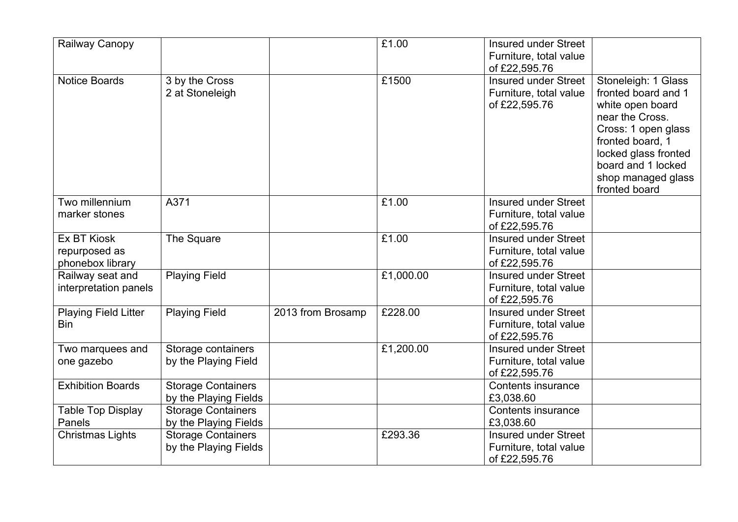| | | | | | |
|---|---|---|---|---|---|
| Railway Canopy | | | £1.00 | Insured under Street Furniture, total value of £22,595.76 | |
| Notice Boards | 3 by the Cross<br>2 at Stoneleigh | | £1500 | Insured under Street Furniture, total value of £22,595.76 | Stoneleigh: 1 Glass fronted board and 1 white open board near the Cross. Cross: 1 open glass fronted board, 1 locked glass fronted board and 1 locked shop managed glass fronted board |
| Two millennium marker stones | A371 | | £1.00 | Insured under Street Furniture, total value of £22,595.76 | |
| Ex BT Kiosk repurposed as phonebox library | The Square | | £1.00 | Insured under Street Furniture, total value of £22,595.76 | |
| Railway seat and interpretation panels | Playing Field | | £1,000.00 | Insured under Street Furniture, total value of £22,595.76 | |
| Playing Field Litter Bin | Playing Field | 2013 from Brosamp | £228.00 | Insured under Street Furniture, total value of £22,595.76 | |
| Two marquees and one gazebo | Storage containers by the Playing Field | | £1,200.00 | Insured under Street Furniture, total value of £22,595.76 | |
| Exhibition Boards | Storage Containers by the Playing Fields | | | Contents insurance £3,038.60 | |
| Table Top Display Panels | Storage Containers by the Playing Fields | | | Contents insurance £3,038.60 | |
| Christmas Lights | Storage Containers by the Playing Fields | | £293.36 | Insured under Street Furniture, total value of £22,595.76 | |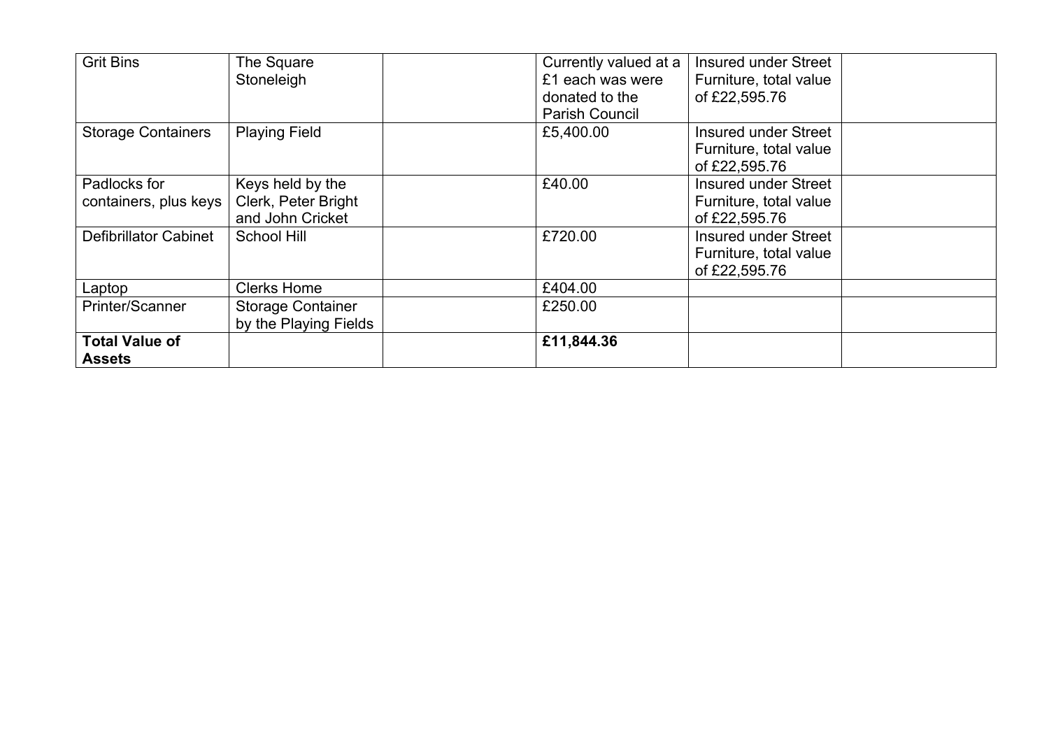| | | | | | |
|---|---|---|---|---|---|
| Grit Bins | The Square Stoneleigh | | Currently valued at a £1 each was were donated to the Parish Council | Insured under Street Furniture, total value of £22,595.76 | |
| Storage Containers | Playing Field | | £5,400.00 | Insured under Street Furniture, total value of £22,595.76 | |
| Padlocks for containers, plus keys | Keys held by the Clerk, Peter Bright and John Cricket | | £40.00 | Insured under Street Furniture, total value of £22,595.76 | |
| Defibrillator Cabinet | School Hill | | £720.00 | Insured under Street Furniture, total value of £22,595.76 | |
| Laptop | Clerks Home | | £404.00 | | |
| Printer/Scanner | Storage Container by the Playing Fields | | £250.00 | | |
| **Total Value of Assets** | | | **£11,844.36** | | |